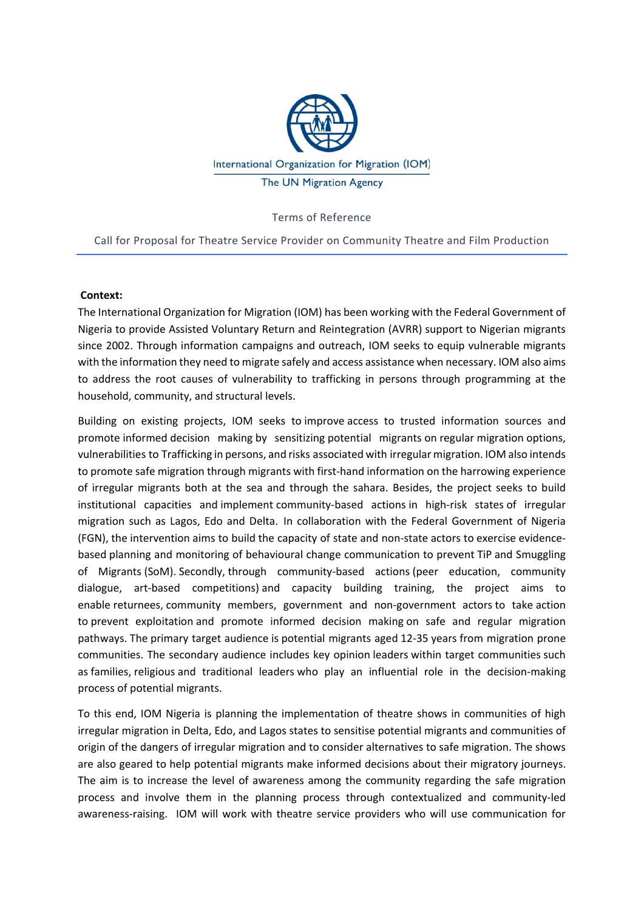International Organization for Migration (IOM)

The UN Migration Agency

Terms of Reference

Call for Proposal for Theatre Service Provider on Community Theatre and Film Production

**Context:**

The International Organization for Migration (IOM) has been working with the Federal Government of Nigeria to provide Assisted Voluntary Return and Reintegration (AVRR) support to Nigerian migrants since 2002. Through information campaigns and outreach, IOM seeks to equip vulnerable migrants with the information they need to migrate safely and access assistance when necessary. IOM also aims to address the root causes of vulnerability to trafficking in persons through programming at the household, community, and structural levels.

Building on existing projects, IOM seeks to improve access to trusted information sources and promote informed decision making by sensitizing potential migrants on regular migration options, vulnerabilities to Trafficking in persons, and risks associated with irregular migration. IOM also intends to promote safe migration through migrants with first-hand information on the harrowing experience of irregular migrants both at the sea and through the sahara. Besides, the project seeks to build institutional capacities and implement community-based actions in high-risk states of irregular migration such as Lagos, Edo and Delta. In collaboration with the Federal Government of Nigeria (FGN), the intervention aims to build the capacity of state and non-state actors to exercise evidence-based planning and monitoring of behavioural change communication to prevent TiP and Smuggling of Migrants (SoM). Secondly, through community-based actions (peer education, community dialogue, art-based competitions) and capacity building training, the project aims to enable returnees, community members, government and non-government actors to take action to prevent exploitation and promote informed decision making on safe and regular migration pathways. The primary target audience is potential migrants aged 12-35 years from migration prone communities. The secondary audience includes key opinion leaders within target communities such as families, religious and traditional leaders who play an influential role in the decision-making process of potential migrants.

To this end, IOM Nigeria is planning the implementation of theatre shows in communities of high irregular migration in Delta, Edo, and Lagos states to sensitise potential migrants and communities of origin of the dangers of irregular migration and to consider alternatives to safe migration. The shows are also geared to help potential migrants make informed decisions about their migratory journeys. The aim is to increase the level of awareness among the community regarding the safe migration process and involve them in the planning process through contextualized and community-led awareness-raising. IOM will work with theatre service providers who will use communication for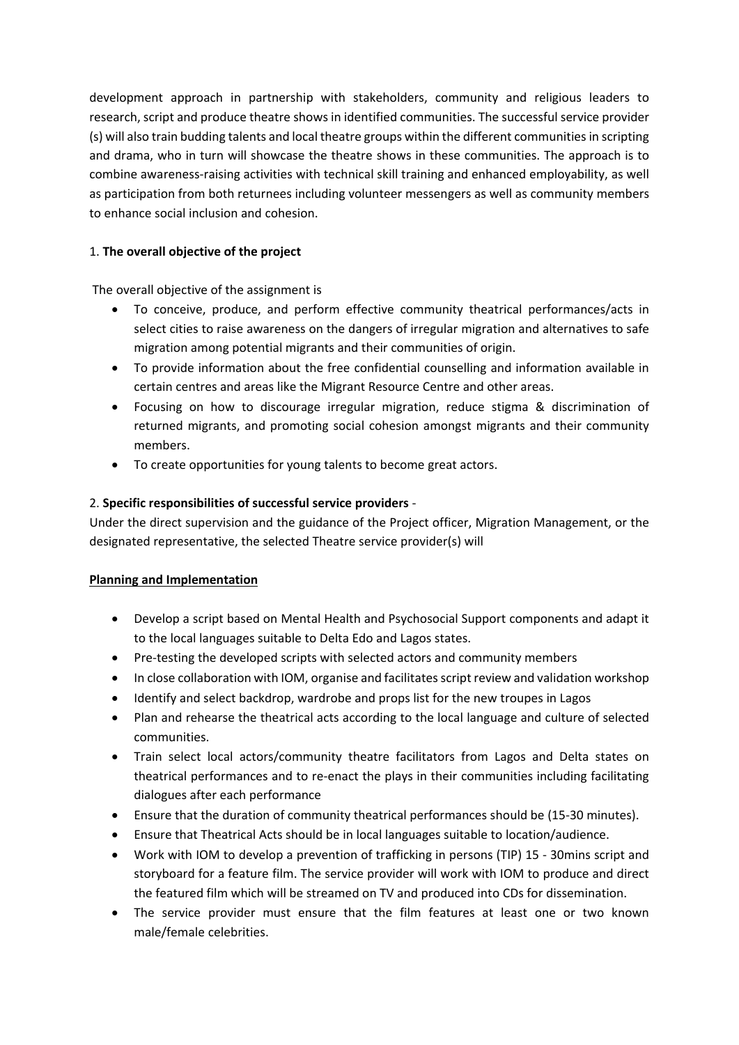development approach in partnership with stakeholders, community and religious leaders to research, script and produce theatre shows in identified communities. The successful service provider (s) will also train budding talents and local theatre groups within the different communities in scripting and drama, who in turn will showcase the theatre shows in these communities. The approach is to combine awareness-raising activities with technical skill training and enhanced employability, as well as participation from both returnees including volunteer messengers as well as community members to enhance social inclusion and cohesion.

1. **The overall objective of the project**

The overall objective of the assignment is

- To conceive, produce, and perform effective community theatrical performances/acts in select cities to raise awareness on the dangers of irregular migration and alternatives to safe migration among potential migrants and their communities of origin.
- To provide information about the free confidential counselling and information available in certain centres and areas like the Migrant Resource Centre and other areas.
- Focusing on how to discourage irregular migration, reduce stigma & discrimination of returned migrants, and promoting social cohesion amongst migrants and their community members.
- To create opportunities for young talents to become great actors.

2. **Specific responsibilities of successful service providers** -

Under the direct supervision and the guidance of the Project officer, Migration Management, or the designated representative, the selected Theatre service provider(s) will

**Planning and Implementation**

- Develop a script based on Mental Health and Psychosocial Support components and adapt it to the local languages suitable to Delta Edo and Lagos states.
- Pre-testing the developed scripts with selected actors and community members
- In close collaboration with IOM, organise and facilitates script review and validation workshop
- Identify and select backdrop, wardrobe and props list for the new troupes in Lagos
- Plan and rehearse the theatrical acts according to the local language and culture of selected communities.
- Train select local actors/community theatre facilitators from Lagos and Delta states on theatrical performances and to re-enact the plays in their communities including facilitating dialogues after each performance
- Ensure that the duration of community theatrical performances should be (15-30 minutes).
- Ensure that Theatrical Acts should be in local languages suitable to location/audience.
- Work with IOM to develop a prevention of trafficking in persons (TIP) 15 - 30mins script and storyboard for a feature film. The service provider will work with IOM to produce and direct the featured film which will be streamed on TV and produced into CDs for dissemination.
- The service provider must ensure that the film features at least one or two known male/female celebrities.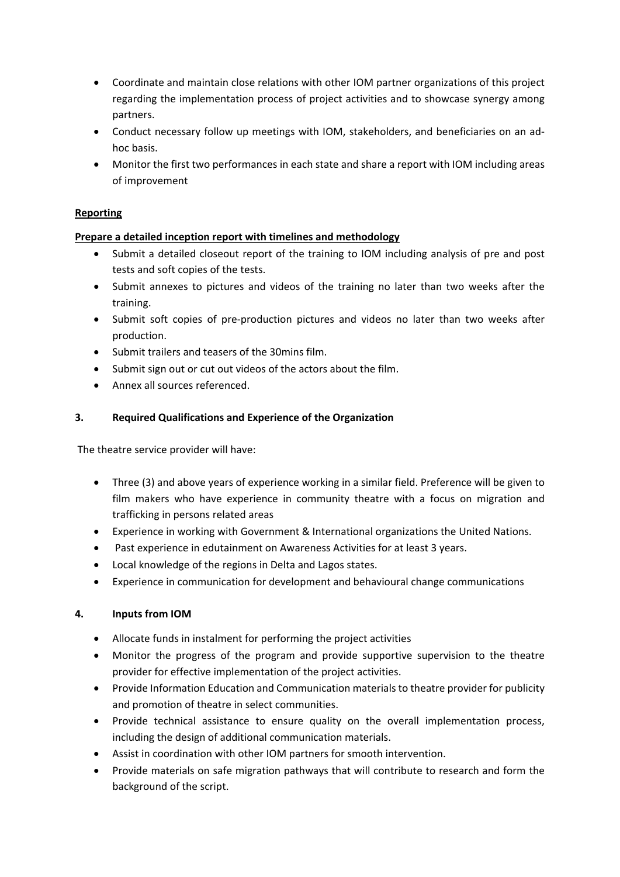- Coordinate and maintain close relations with other IOM partner organizations of this project regarding the implementation process of project activities and to showcase synergy among partners.
- Conduct necessary follow up meetings with IOM, stakeholders, and beneficiaries on an ad-hoc basis.
- Monitor the first two performances in each state and share a report with IOM including areas of improvement

**Reporting**

**Prepare a detailed inception report with timelines and methodology**

- Submit a detailed closeout report of the training to IOM including analysis of pre and post tests and soft copies of the tests.
- Submit annexes to pictures and videos of the training no later than two weeks after the training.
- Submit soft copies of pre-production pictures and videos no later than two weeks after production.
- Submit trailers and teasers of the 30mins film.
- Submit sign out or cut out videos of the actors about the film.
- Annex all sources referenced.

## 3. Required Qualifications and Experience of the Organization

The theatre service provider will have:

- Three (3) and above years of experience working in a similar field. Preference will be given to film makers who have experience in community theatre with a focus on migration and trafficking in persons related areas
- Experience in working with Government & International organizations the United Nations.
- Past experience in edutainment on Awareness Activities for at least 3 years.
- Local knowledge of the regions in Delta and Lagos states.
- Experience in communication for development and behavioural change communications

## 4. Inputs from IOM

- Allocate funds in instalment for performing the project activities
- Monitor the progress of the program and provide supportive supervision to the theatre provider for effective implementation of the project activities.
- Provide Information Education and Communication materials to theatre provider for publicity and promotion of theatre in select communities.
- Provide technical assistance to ensure quality on the overall implementation process, including the design of additional communication materials.
- Assist in coordination with other IOM partners for smooth intervention.
- Provide materials on safe migration pathways that will contribute to research and form the background of the script.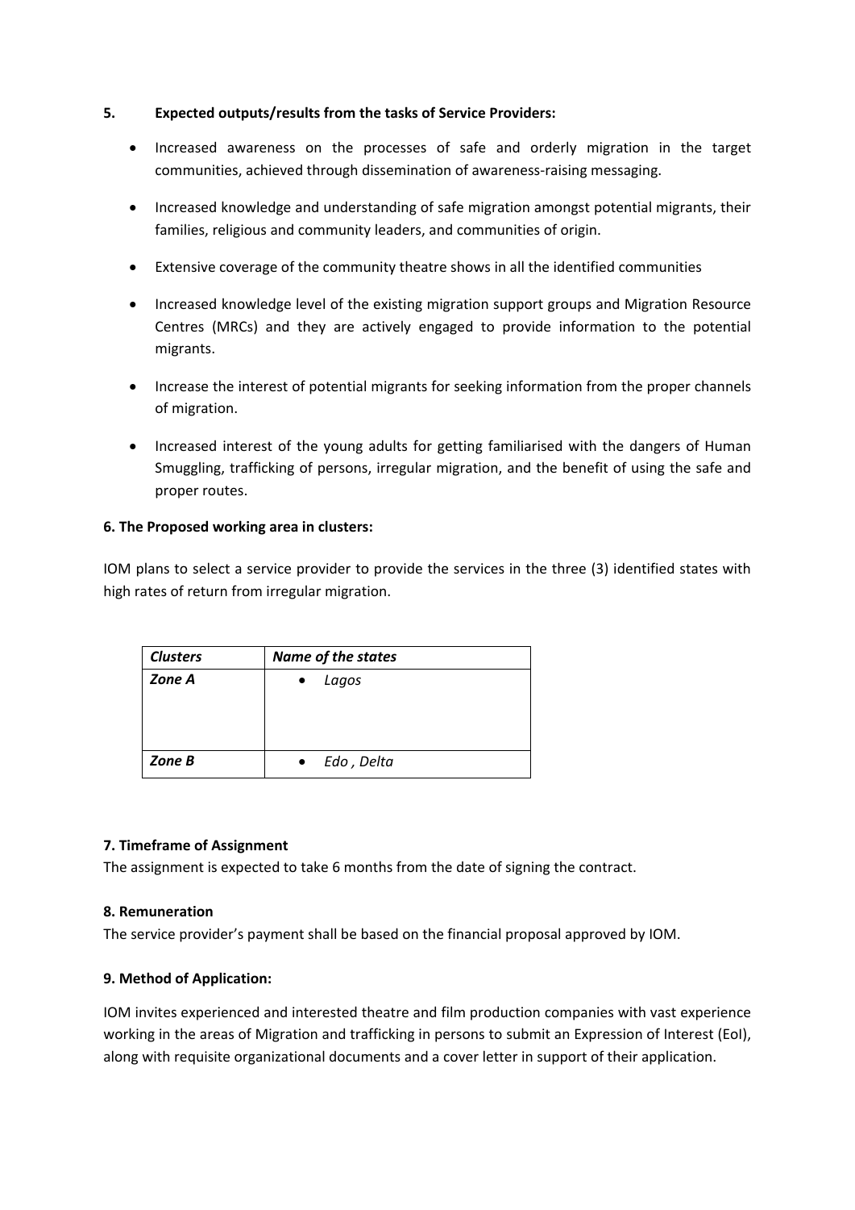## 5. Expected outputs/results from the tasks of Service Providers:

- Increased awareness on the processes of safe and orderly migration in the target communities, achieved through dissemination of awareness-raising messaging.
- Increased knowledge and understanding of safe migration amongst potential migrants, their families, religious and community leaders, and communities of origin.
- Extensive coverage of the community theatre shows in all the identified communities
- Increased knowledge level of the existing migration support groups and Migration Resource Centres (MRCs) and they are actively engaged to provide information to the potential migrants.
- Increase the interest of potential migrants for seeking information from the proper channels of migration.
- Increased interest of the young adults for getting familiarised with the dangers of Human Smuggling, trafficking of persons, irregular migration, and the benefit of using the safe and proper routes.

## 6. The Proposed working area in clusters:

IOM plans to select a service provider to provide the services in the three (3) identified states with high rates of return from irregular migration.

| ***Clusters*** | ***Name of the states*** |
|---|---|
| ***Zone A*** | • *Lagos* |
| ***Zone B*** | • *Edo , Delta* |

## 7. Timeframe of Assignment

The assignment is expected to take 6 months from the date of signing the contract.

## 8. Remuneration

The service provider's payment shall be based on the financial proposal approved by IOM.

## 9. Method of Application:

IOM invites experienced and interested theatre and film production companies with vast experience working in the areas of Migration and trafficking in persons to submit an Expression of Interest (EoI), along with requisite organizational documents and a cover letter in support of their application.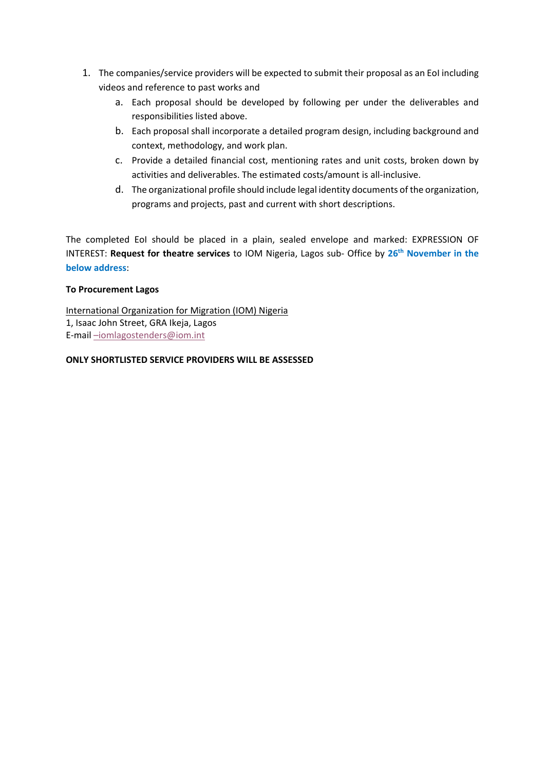1. The companies/service providers will be expected to submit their proposal as an EoI including videos and reference to past works and
   a. Each proposal should be developed by following per under the deliverables and responsibilities listed above.
   b. Each proposal shall incorporate a detailed program design, including background and context, methodology, and work plan.
   c. Provide a detailed financial cost, mentioning rates and unit costs, broken down by activities and deliverables. The estimated costs/amount is all-inclusive.
   d. The organizational profile should include legal identity documents of the organization, programs and projects, past and current with short descriptions.

The completed EoI should be placed in a plain, sealed envelope and marked: EXPRESSION OF INTEREST: **Request for theatre services** to IOM Nigeria, Lagos sub- Office by **26th November in the below address**:

**To Procurement Lagos**

International Organization for Migration (IOM) Nigeria
1, Isaac John Street, GRA Ikeja, Lagos
E-mail –iomlagostenders@iom.int

**ONLY SHORTLISTED SERVICE PROVIDERS WILL BE ASSESSED**